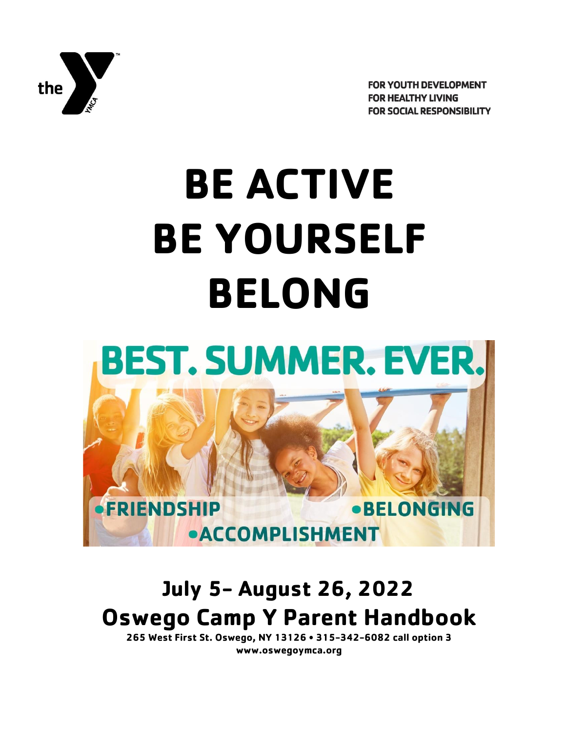the YMCA

FOR YOUTH DEVELOPMENT
FOR HEALTHY LIVING
FOR SOCIAL RESPONSIBILITY

# BE ACTIVE
# BE YOURSELF
# BELONG

**BEST. SUMMER. EVER.**

- FRIENDSHIP
- BELONGING
- ACCOMPLISHMENT

## July 5– August 26, 2022
## Oswego Camp Y Parent Handbook

**265 West First St. Oswego, NY 13126 • 315-342-6082 call option 3**
**www.oswegoymca.org**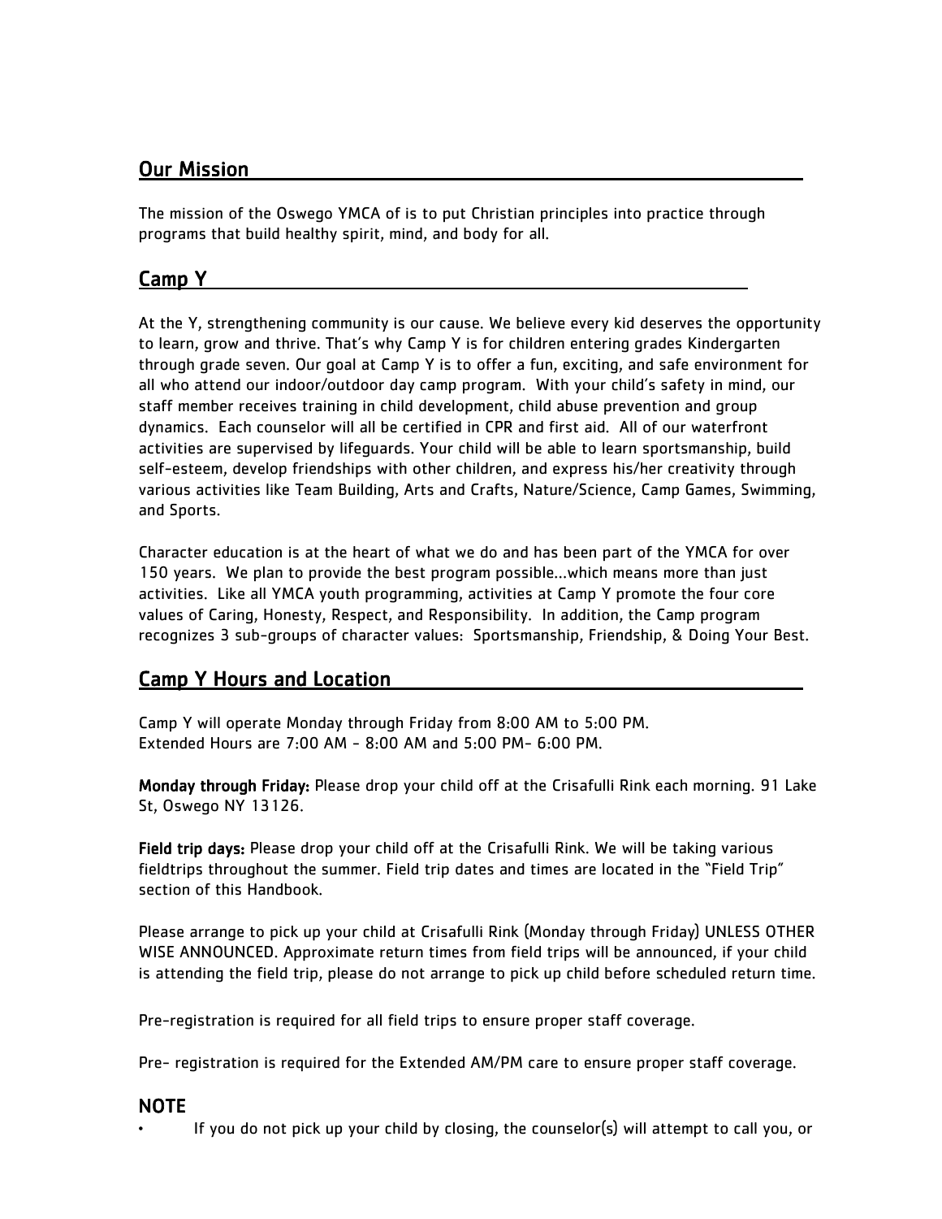## Our Mission

The mission of the Oswego YMCA of is to put Christian principles into practice through programs that build healthy spirit, mind, and body for all.

## Camp Y

At the Y, strengthening community is our cause. We believe every kid deserves the opportunity to learn, grow and thrive. That's why Camp Y is for children entering grades Kindergarten through grade seven. Our goal at Camp Y is to offer a fun, exciting, and safe environment for all who attend our indoor/outdoor day camp program. With your child's safety in mind, our staff member receives training in child development, child abuse prevention and group dynamics. Each counselor will all be certified in CPR and first aid. All of our waterfront activities are supervised by lifeguards. Your child will be able to learn sportsmanship, build self-esteem, develop friendships with other children, and express his/her creativity through various activities like Team Building, Arts and Crafts, Nature/Science, Camp Games, Swimming, and Sports.

Character education is at the heart of what we do and has been part of the YMCA for over 150 years. We plan to provide the best program possible...which means more than just activities. Like all YMCA youth programming, activities at Camp Y promote the four core values of Caring, Honesty, Respect, and Responsibility. In addition, the Camp program recognizes 3 sub-groups of character values: Sportsmanship, Friendship, & Doing Your Best.

## Camp Y Hours and Location

Camp Y will operate Monday through Friday from 8:00 AM to 5:00 PM.
Extended Hours are 7:00 AM - 8:00 AM and 5:00 PM- 6:00 PM.

**Monday through Friday:** Please drop your child off at the Crisafulli Rink each morning. 91 Lake St, Oswego NY 13126.

**Field trip days:** Please drop your child off at the Crisafulli Rink. We will be taking various fieldtrips throughout the summer. Field trip dates and times are located in the "Field Trip" section of this Handbook.

Please arrange to pick up your child at Crisafulli Rink (Monday through Friday) UNLESS OTHER WISE ANNOUNCED. Approximate return times from field trips will be announced, if your child is attending the field trip, please do not arrange to pick up child before scheduled return time.

Pre-registration is required for all field trips to ensure proper staff coverage.

Pre- registration is required for the Extended AM/PM care to ensure proper staff coverage.

## NOTE

- If you do not pick up your child by closing, the counselor(s) will attempt to call you, or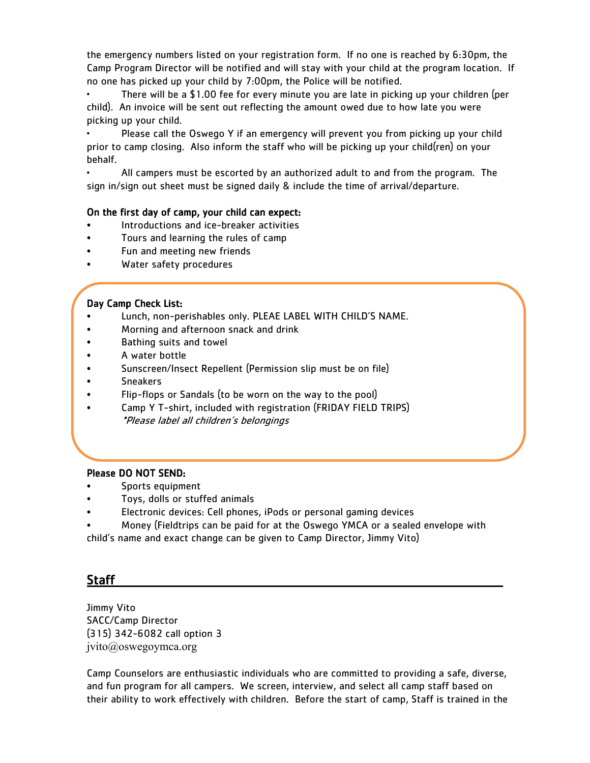the emergency numbers listed on your registration form. If no one is reached by 6:30pm, the Camp Program Director will be notified and will stay with your child at the program location. If no one has picked up your child by 7:00pm, the Police will be notified.

- There will be a $1.00 fee for every minute you are late in picking up your children (per child). An invoice will be sent out reflecting the amount owed due to how late you were picking up your child.
- Please call the Oswego Y if an emergency will prevent you from picking up your child prior to camp closing. Also inform the staff who will be picking up your child(ren) on your behalf.
- All campers must be escorted by an authorized adult to and from the program. The sign in/sign out sheet must be signed daily & include the time of arrival/departure.

**On the first day of camp, your child can expect:**

- Introductions and ice-breaker activities
- Tours and learning the rules of camp
- Fun and meeting new friends
- Water safety procedures

**Day Camp Check List:**

- Lunch, non-perishables only. PLEAE LABEL WITH CHILD'S NAME.
- Morning and afternoon snack and drink
- Bathing suits and towel
- A water bottle
- Sunscreen/Insect Repellent (Permission slip must be on file)
- Sneakers
- Flip-flops or Sandals (to be worn on the way to the pool)
- Camp Y T-shirt, included with registration (FRIDAY FIELD TRIPS)

*\*Please label all children's belongings*

**Please DO NOT SEND:**

- Sports equipment
- Toys, dolls or stuffed animals
- Electronic devices: Cell phones, iPods or personal gaming devices
- Money (Fieldtrips can be paid for at the Oswego YMCA or a sealed envelope with child's name and exact change can be given to Camp Director, Jimmy Vito)

## Staff

Jimmy Vito
SACC/Camp Director
(315) 342-6082 call option 3
jvito@oswegoymca.org

Camp Counselors are enthusiastic individuals who are committed to providing a safe, diverse, and fun program for all campers. We screen, interview, and select all camp staff based on their ability to work effectively with children. Before the start of camp, Staff is trained in the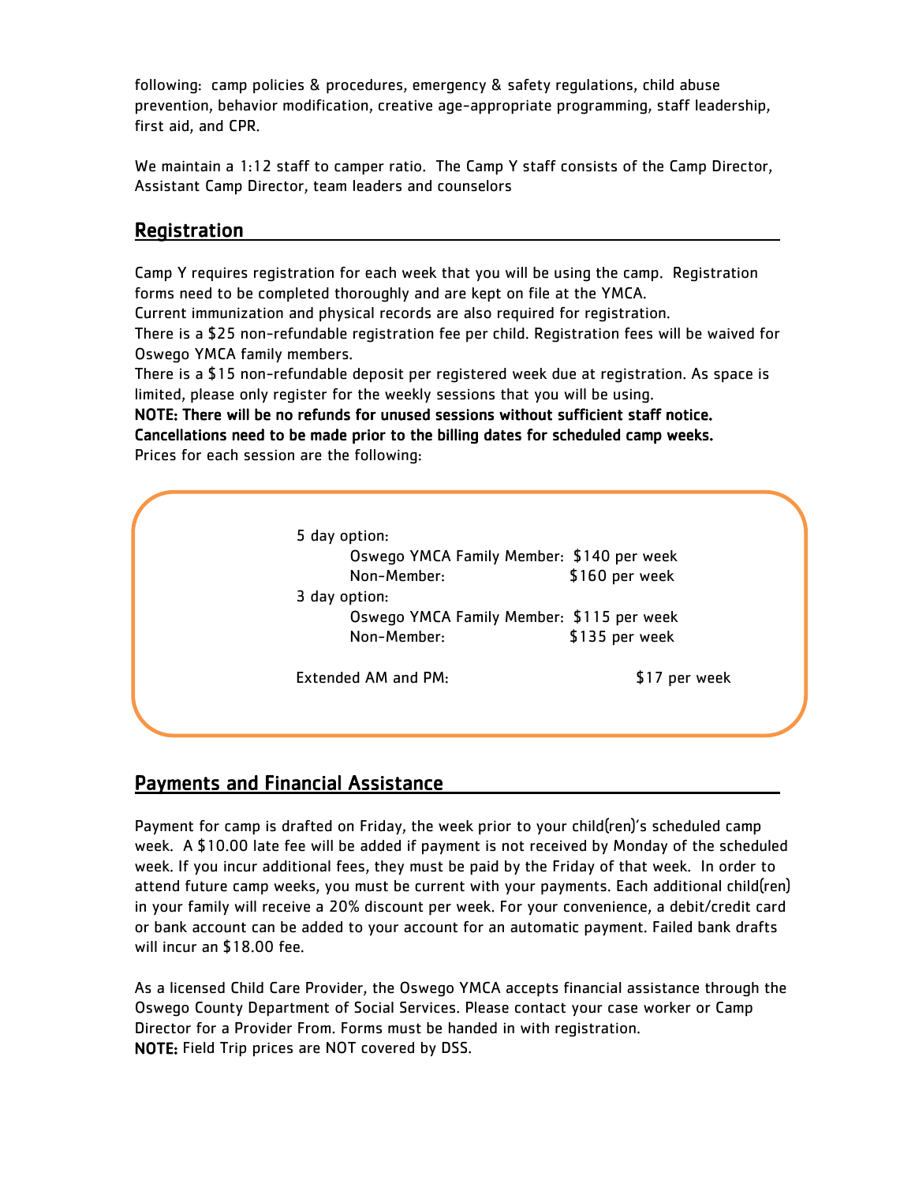following: camp policies & procedures, emergency & safety regulations, child abuse prevention, behavior modification, creative age-appropriate programming, staff leadership, first aid, and CPR.

We maintain a 1:12 staff to camper ratio. The Camp Y staff consists of the Camp Director, Assistant Camp Director, team leaders and counselors

## Registration

Camp Y requires registration for each week that you will be using the camp. Registration forms need to be completed thoroughly and are kept on file at the YMCA.
Current immunization and physical records are also required for registration.
There is a $25 non-refundable registration fee per child. Registration fees will be waived for Oswego YMCA family members.
There is a $15 non-refundable deposit per registered week due at registration. As space is limited, please only register for the weekly sessions that you will be using.
**NOTE: There will be no refunds for unused sessions without sufficient staff notice. Cancellations need to be made prior to the billing dates for scheduled camp weeks.**
Prices for each session are the following:

5 day option:
- Oswego YMCA Family Member: $140 per week
- Non-Member: $160 per week

3 day option:
- Oswego YMCA Family Member: $115 per week
- Non-Member: $135 per week

Extended AM and PM: $17 per week

## Payments and Financial Assistance

Payment for camp is drafted on Friday, the week prior to your child(ren)'s scheduled camp week. A $10.00 late fee will be added if payment is not received by Monday of the scheduled week. If you incur additional fees, they must be paid by the Friday of that week. In order to attend future camp weeks, you must be current with your payments. Each additional child(ren) in your family will receive a 20% discount per week. For your convenience, a debit/credit card or bank account can be added to your account for an automatic payment. Failed bank drafts will incur an $18.00 fee.

As a licensed Child Care Provider, the Oswego YMCA accepts financial assistance through the Oswego County Department of Social Services. Please contact your case worker or Camp Director for a Provider From. Forms must be handed in with registration.
**NOTE:** Field Trip prices are NOT covered by DSS.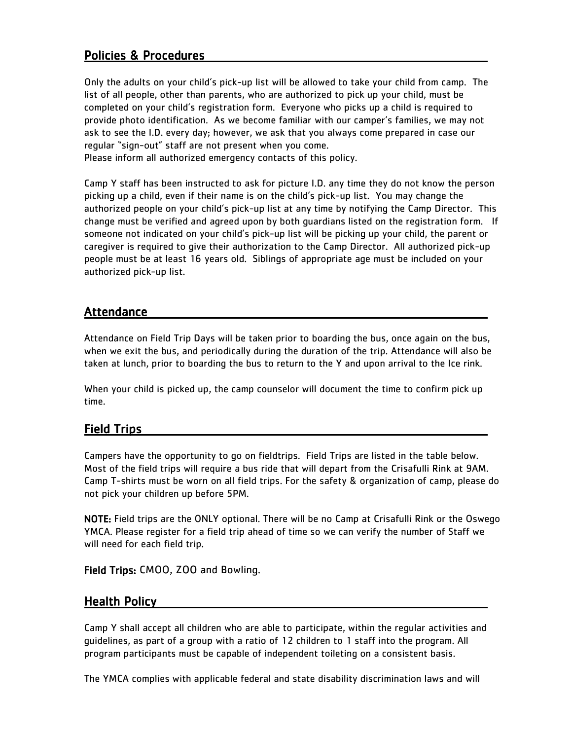## Policies & Procedures

Only the adults on your child's pick-up list will be allowed to take your child from camp. The list of all people, other than parents, who are authorized to pick up your child, must be completed on your child's registration form. Everyone who picks up a child is required to provide photo identification. As we become familiar with our camper's families, we may not ask to see the I.D. every day; however, we ask that you always come prepared in case our regular "sign-out" staff are not present when you come.
Please inform all authorized emergency contacts of this policy.

Camp Y staff has been instructed to ask for picture I.D. any time they do not know the person picking up a child, even if their name is on the child's pick-up list. You may change the authorized people on your child's pick-up list at any time by notifying the Camp Director. This change must be verified and agreed upon by both guardians listed on the registration form. If someone not indicated on your child's pick-up list will be picking up your child, the parent or caregiver is required to give their authorization to the Camp Director. All authorized pick-up people must be at least 16 years old. Siblings of appropriate age must be included on your authorized pick-up list.

## Attendance

Attendance on Field Trip Days will be taken prior to boarding the bus, once again on the bus, when we exit the bus, and periodically during the duration of the trip. Attendance will also be taken at lunch, prior to boarding the bus to return to the Y and upon arrival to the Ice rink.

When your child is picked up, the camp counselor will document the time to confirm pick up time.

## Field Trips

Campers have the opportunity to go on fieldtrips. Field Trips are listed in the table below. Most of the field trips will require a bus ride that will depart from the Crisafulli Rink at 9AM. Camp T-shirts must be worn on all field trips. For the safety & organization of camp, please do not pick your children up before 5PM.

**NOTE:** Field trips are the ONLY optional. There will be no Camp at Crisafulli Rink or the Oswego YMCA. Please register for a field trip ahead of time so we can verify the number of Staff we will need for each field trip.

**Field Trips:** CMOO, ZOO and Bowling.

## Health Policy

Camp Y shall accept all children who are able to participate, within the regular activities and guidelines, as part of a group with a ratio of 12 children to 1 staff into the program. All program participants must be capable of independent toileting on a consistent basis.

The YMCA complies with applicable federal and state disability discrimination laws and will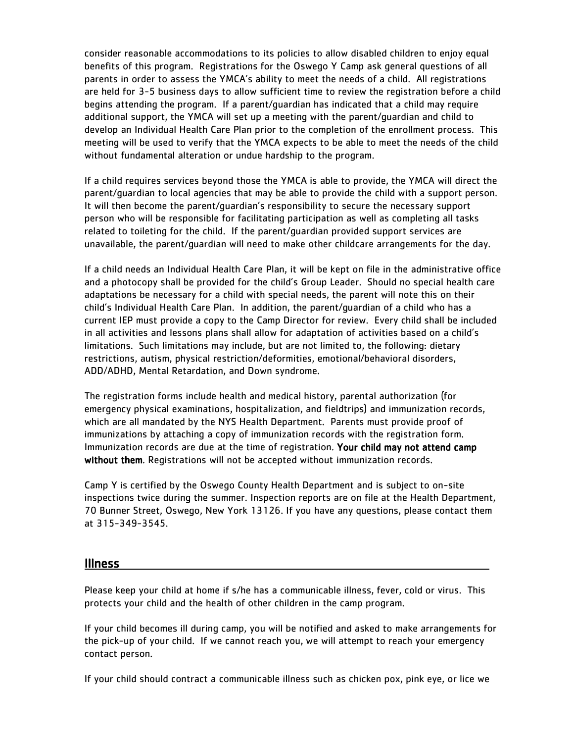consider reasonable accommodations to its policies to allow disabled children to enjoy equal benefits of this program. Registrations for the Oswego Y Camp ask general questions of all parents in order to assess the YMCA's ability to meet the needs of a child. All registrations are held for 3-5 business days to allow sufficient time to review the registration before a child begins attending the program. If a parent/guardian has indicated that a child may require additional support, the YMCA will set up a meeting with the parent/guardian and child to develop an Individual Health Care Plan prior to the completion of the enrollment process. This meeting will be used to verify that the YMCA expects to be able to meet the needs of the child without fundamental alteration or undue hardship to the program.

If a child requires services beyond those the YMCA is able to provide, the YMCA will direct the parent/guardian to local agencies that may be able to provide the child with a support person. It will then become the parent/guardian's responsibility to secure the necessary support person who will be responsible for facilitating participation as well as completing all tasks related to toileting for the child. If the parent/guardian provided support services are unavailable, the parent/guardian will need to make other childcare arrangements for the day.

If a child needs an Individual Health Care Plan, it will be kept on file in the administrative office and a photocopy shall be provided for the child's Group Leader. Should no special health care adaptations be necessary for a child with special needs, the parent will note this on their child's Individual Health Care Plan. In addition, the parent/guardian of a child who has a current IEP must provide a copy to the Camp Director for review. Every child shall be included in all activities and lessons plans shall allow for adaptation of activities based on a child's limitations. Such limitations may include, but are not limited to, the following: dietary restrictions, autism, physical restriction/deformities, emotional/behavioral disorders, ADD/ADHD, Mental Retardation, and Down syndrome.

The registration forms include health and medical history, parental authorization (for emergency physical examinations, hospitalization, and fieldtrips) and immunization records, which are all mandated by the NYS Health Department. Parents must provide proof of immunizations by attaching a copy of immunization records with the registration form. Immunization records are due at the time of registration. **Your child may not attend camp without them**. Registrations will not be accepted without immunization records.

Camp Y is certified by the Oswego County Health Department and is subject to on-site inspections twice during the summer. Inspection reports are on file at the Health Department, 70 Bunner Street, Oswego, New York 13126. If you have any questions, please contact them at 315-349-3545.

## Illness

Please keep your child at home if s/he has a communicable illness, fever, cold or virus. This protects your child and the health of other children in the camp program.

If your child becomes ill during camp, you will be notified and asked to make arrangements for the pick-up of your child. If we cannot reach you, we will attempt to reach your emergency contact person.

If your child should contract a communicable illness such as chicken pox, pink eye, or lice we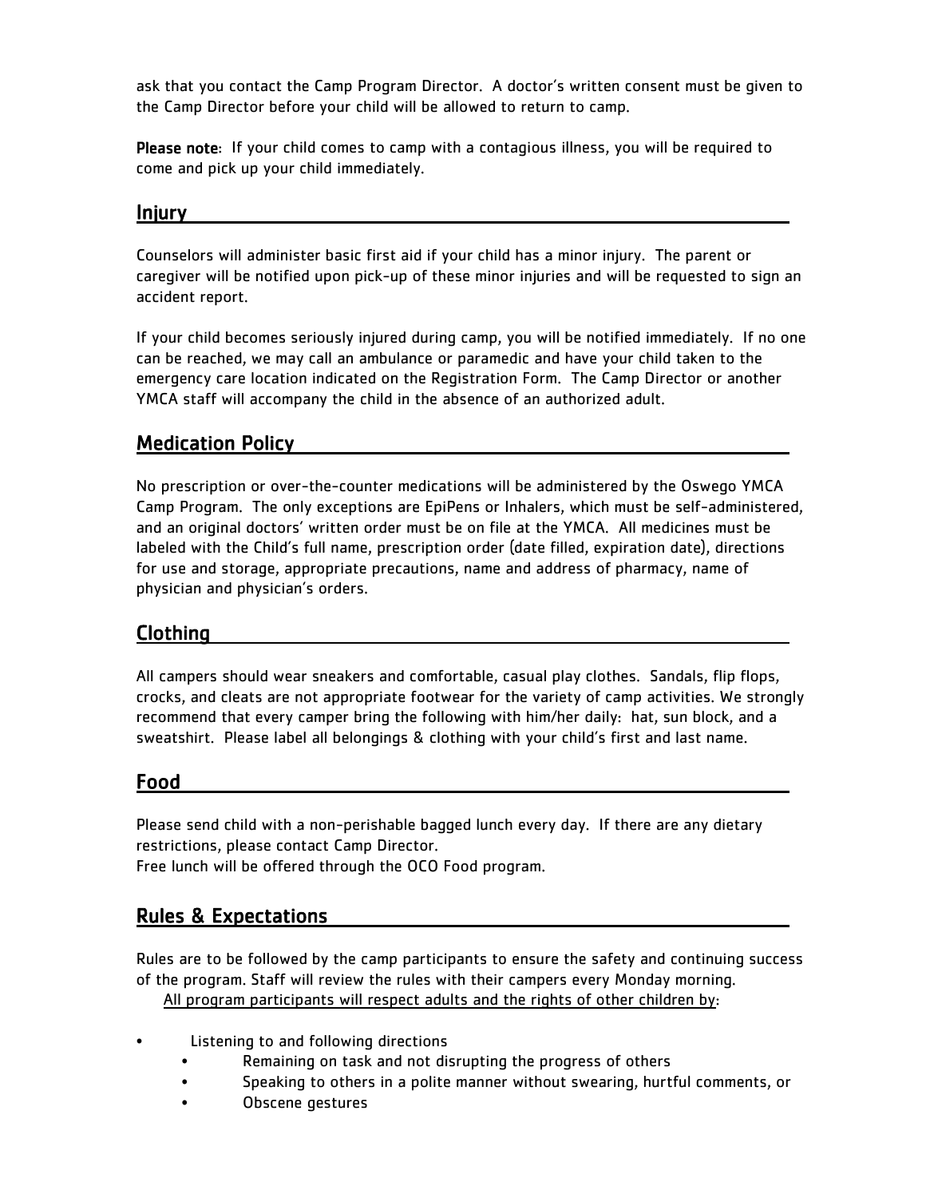ask that you contact the Camp Program Director. A doctor's written consent must be given to the Camp Director before your child will be allowed to return to camp.

**Please note**: If your child comes to camp with a contagious illness, you will be required to come and pick up your child immediately.

## Injury

Counselors will administer basic first aid if your child has a minor injury. The parent or caregiver will be notified upon pick-up of these minor injuries and will be requested to sign an accident report.

If your child becomes seriously injured during camp, you will be notified immediately. If no one can be reached, we may call an ambulance or paramedic and have your child taken to the emergency care location indicated on the Registration Form. The Camp Director or another YMCA staff will accompany the child in the absence of an authorized adult.

## Medication Policy

No prescription or over-the-counter medications will be administered by the Oswego YMCA Camp Program. The only exceptions are EpiPens or Inhalers, which must be self-administered, and an original doctors' written order must be on file at the YMCA. All medicines must be labeled with the Child's full name, prescription order (date filled, expiration date), directions for use and storage, appropriate precautions, name and address of pharmacy, name of physician and physician's orders.

## Clothing

All campers should wear sneakers and comfortable, casual play clothes. Sandals, flip flops, crocks, and cleats are not appropriate footwear for the variety of camp activities. We strongly recommend that every camper bring the following with him/her daily: hat, sun block, and a sweatshirt. Please label all belongings & clothing with your child's first and last name.

## Food

Please send child with a non-perishable bagged lunch every day. If there are any dietary restrictions, please contact Camp Director.
Free lunch will be offered through the OCO Food program.

## Rules & Expectations

Rules are to be followed by the camp participants to ensure the safety and continuing success of the program. Staff will review the rules with their campers every Monday morning.

All program participants will respect adults and the rights of other children by:

- Listening to and following directions
  - Remaining on task and not disrupting the progress of others
  - Speaking to others in a polite manner without swearing, hurtful comments, or
  - Obscene gestures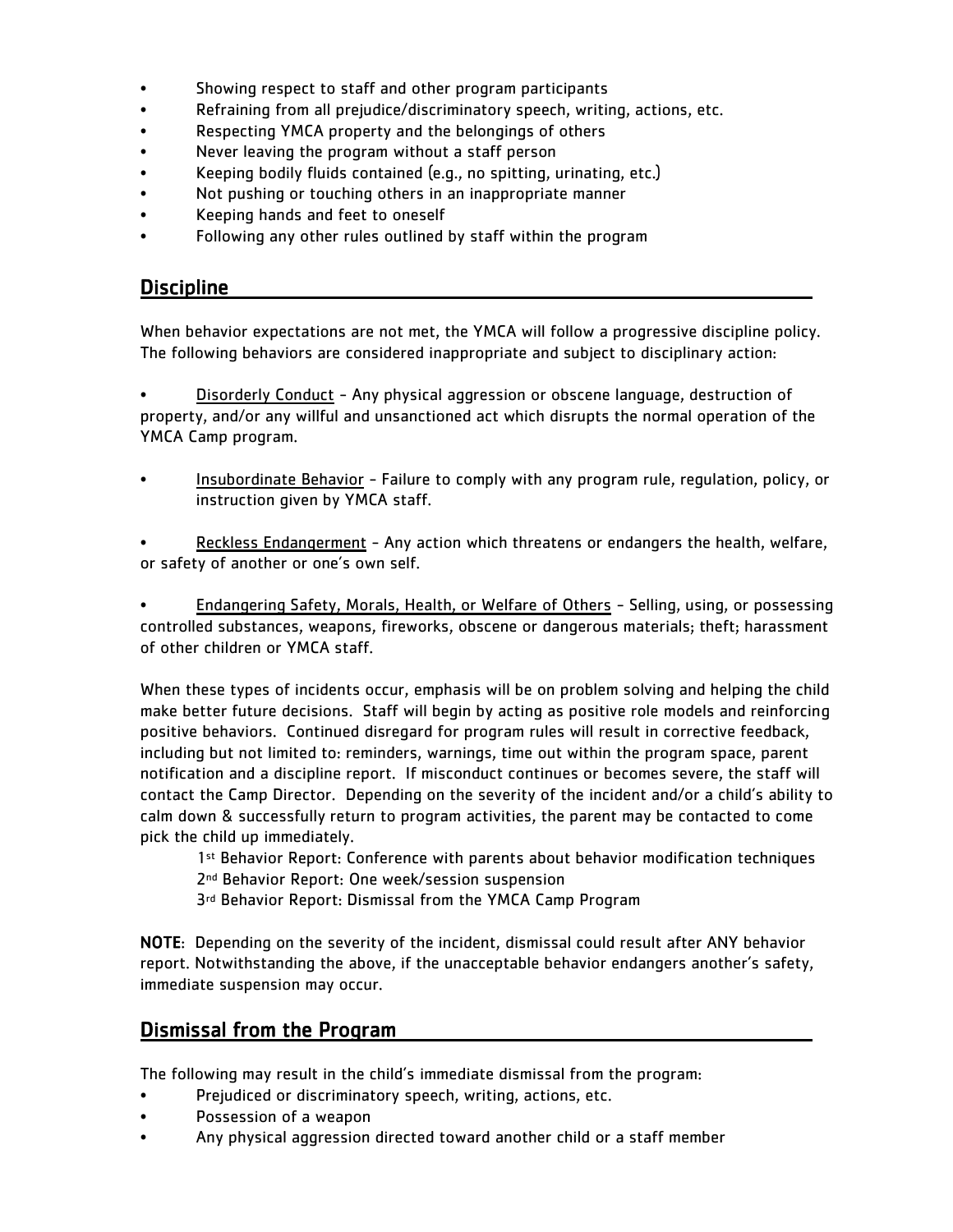- Showing respect to staff and other program participants
- Refraining from all prejudice/discriminatory speech, writing, actions, etc.
- Respecting YMCA property and the belongings of others
- Never leaving the program without a staff person
- Keeping bodily fluids contained (e.g., no spitting, urinating, etc.)
- Not pushing or touching others in an inappropriate manner
- Keeping hands and feet to oneself
- Following any other rules outlined by staff within the program

## Discipline

When behavior expectations are not met, the YMCA will follow a progressive discipline policy. The following behaviors are considered inappropriate and subject to disciplinary action:

- Disorderly Conduct - Any physical aggression or obscene language, destruction of property, and/or any willful and unsanctioned act which disrupts the normal operation of the YMCA Camp program.

- Insubordinate Behavior - Failure to comply with any program rule, regulation, policy, or instruction given by YMCA staff.

- Reckless Endangerment - Any action which threatens or endangers the health, welfare, or safety of another or one's own self.

- Endangering Safety, Morals, Health, or Welfare of Others - Selling, using, or possessing controlled substances, weapons, fireworks, obscene or dangerous materials; theft; harassment of other children or YMCA staff.

When these types of incidents occur, emphasis will be on problem solving and helping the child make better future decisions. Staff will begin by acting as positive role models and reinforcing positive behaviors. Continued disregard for program rules will result in corrective feedback, including but not limited to: reminders, warnings, time out within the program space, parent notification and a discipline report. If misconduct continues or becomes severe, the staff will contact the Camp Director. Depending on the severity of the incident and/or a child's ability to calm down & successfully return to program activities, the parent may be contacted to come pick the child up immediately.

1st Behavior Report: Conference with parents about behavior modification techniques
2nd Behavior Report: One week/session suspension
3rd Behavior Report: Dismissal from the YMCA Camp Program

**NOTE**: Depending on the severity of the incident, dismissal could result after ANY behavior report. Notwithstanding the above, if the unacceptable behavior endangers another's safety, immediate suspension may occur.

## Dismissal from the Program

The following may result in the child's immediate dismissal from the program:

- Prejudiced or discriminatory speech, writing, actions, etc.
- Possession of a weapon
- Any physical aggression directed toward another child or a staff member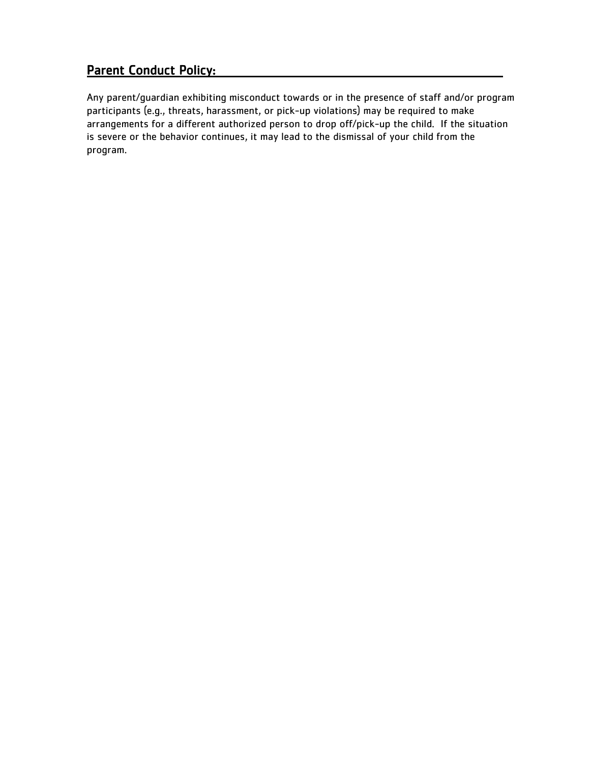## Parent Conduct Policy:

Any parent/guardian exhibiting misconduct towards or in the presence of staff and/or program participants (e.g., threats, harassment, or pick-up violations) may be required to make arrangements for a different authorized person to drop off/pick-up the child. If the situation is severe or the behavior continues, it may lead to the dismissal of your child from the program.